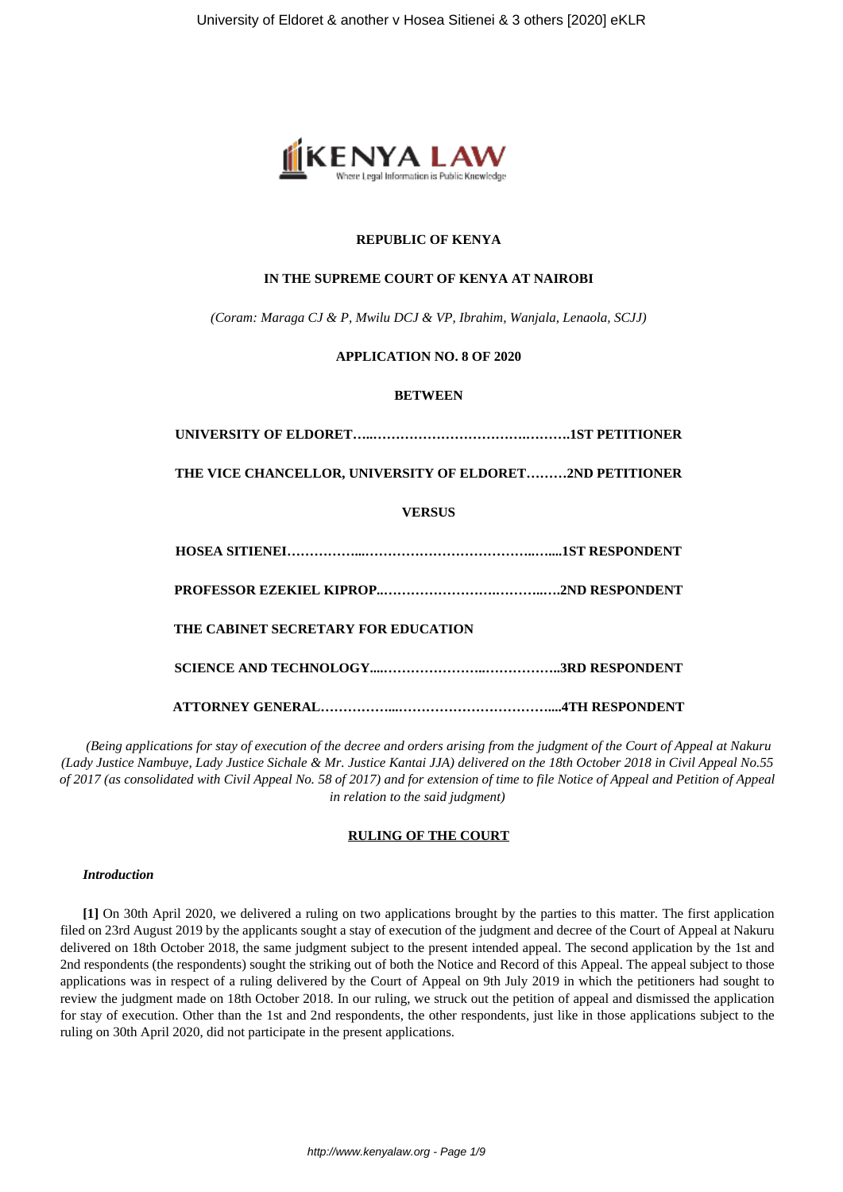**REPUBLIC OF KENYA**

**IN THE SUPREME COURT OF KENYA AT NAIROBI**

*(Coram: Maraga CJ & P, Mwilu DCJ & VP, Ibrahim, Wanjala, Lenaola, SCJJ)*

**APPLICATION NO. 8 OF 2020**

**BETWEEN**

**UNIVERSITY OF ELDORET…...……………………………….……….1ST PETITIONER**

**THE VICE CHANCELLOR, UNIVERSITY OF ELDORET………2ND PETITIONER**

**VERSUS**

**HOSEA SITIENEI……………....………………………………..…....1ST RESPONDENT**

**PROFESSOR EZEKIEL KIPROP..…………………….………..….2ND RESPONDENT**

**THE CABINET SECRETARY FOR EDUCATION**

**SCIENCE AND TECHNOLOGY....…………………..……………..3RD RESPONDENT**

**ATTORNEY GENERAL……………...……………………………....4TH RESPONDENT**

*(Being applications for stay of execution of the decree and orders arising from the judgment of the Court of Appeal at Nakuru (Lady Justice Nambuye, Lady Justice Sichale & Mr. Justice Kantai JJA) delivered on the 18th October 2018 in Civil Appeal No.55 of 2017 (as consolidated with Civil Appeal No. 58 of 2017) and for extension of time to file Notice of Appeal and Petition of Appeal in relation to the said judgment)*

**RULING OF THE COURT**

***Introduction***

**[1]** On 30th April 2020, we delivered a ruling on two applications brought by the parties to this matter. The first application filed on 23rd August 2019 by the applicants sought a stay of execution of the judgment and decree of the Court of Appeal at Nakuru delivered on 18th October 2018, the same judgment subject to the present intended appeal. The second application by the 1st and 2nd respondents (the respondents) sought the striking out of both the Notice and Record of this Appeal. The appeal subject to those applications was in respect of a ruling delivered by the Court of Appeal on 9th July 2019 in which the petitioners had sought to review the judgment made on 18th October 2018. In our ruling, we struck out the petition of appeal and dismissed the application for stay of execution. Other than the 1st and 2nd respondents, the other respondents, just like in those applications subject to the ruling on 30th April 2020, did not participate in the present applications.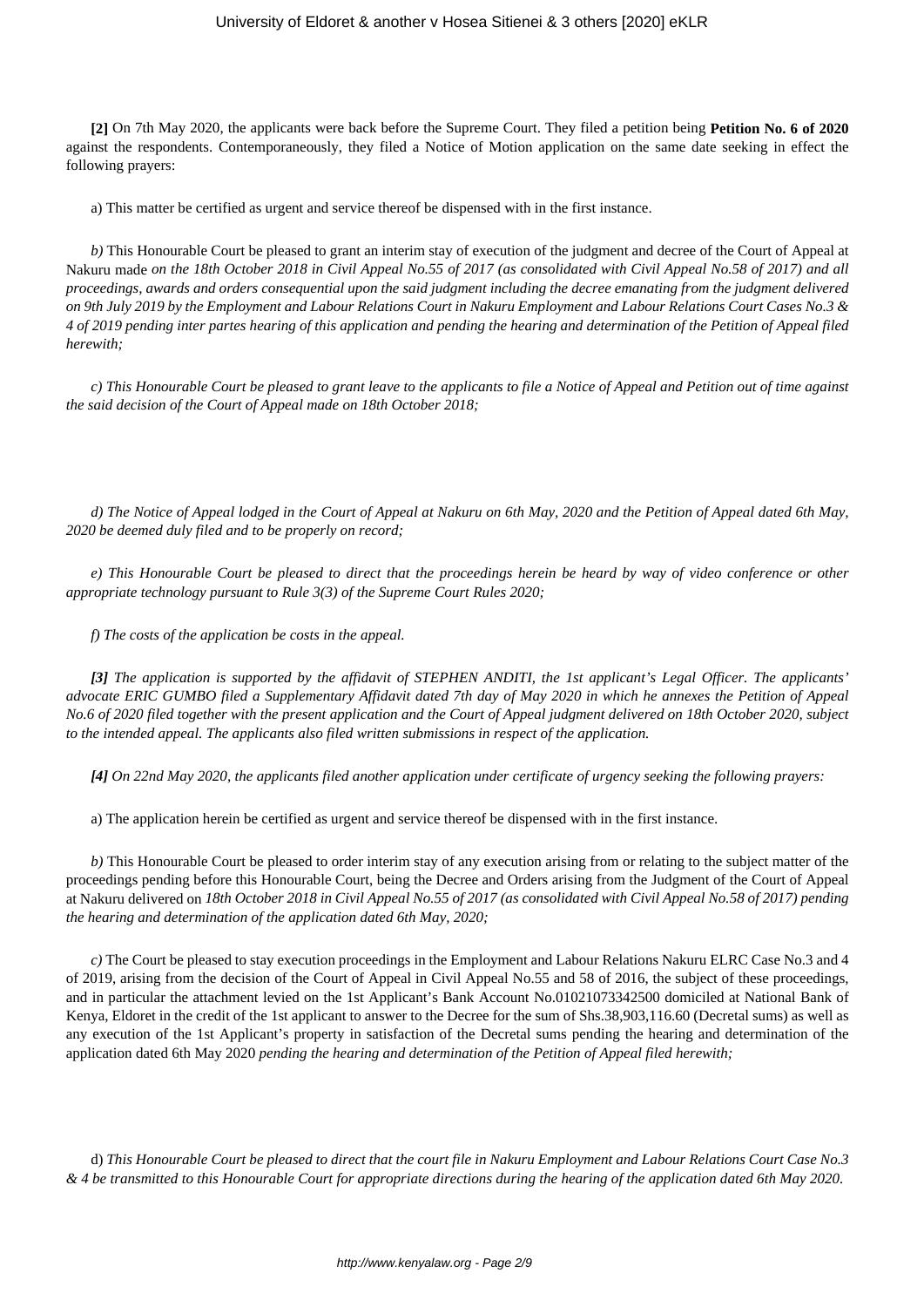**[2]** On 7th May 2020, the applicants were back before the Supreme Court. They filed a petition being **Petition No. 6 of 2020** against the respondents. Contemporaneously, they filed a Notice of Motion application on the same date seeking in effect the following prayers:

a) This matter be certified as urgent and service thereof be dispensed with in the first instance.

*b)* This Honourable Court be pleased to grant an interim stay of execution of the judgment and decree of the Court of Appeal at Nakuru made *on the 18th October 2018 in Civil Appeal No.55 of 2017 (as consolidated with Civil Appeal No.58 of 2017) and all proceedings, awards and orders consequential upon the said judgment including the decree emanating from the judgment delivered on 9th July 2019 by the Employment and Labour Relations Court in Nakuru Employment and Labour Relations Court Cases No.3 & 4 of 2019 pending inter partes hearing of this application and pending the hearing and determination of the Petition of Appeal filed herewith;*

*c) This Honourable Court be pleased to grant leave to the applicants to file a Notice of Appeal and Petition out of time against the said decision of the Court of Appeal made on 18th October 2018;*

*d) The Notice of Appeal lodged in the Court of Appeal at Nakuru on 6th May, 2020 and the Petition of Appeal dated 6th May, 2020 be deemed duly filed and to be properly on record;*

*e) This Honourable Court be pleased to direct that the proceedings herein be heard by way of video conference or other appropriate technology pursuant to Rule 3(3) of the Supreme Court Rules 2020;*

*f) The costs of the application be costs in the appeal.*

***[3]*** *The application is supported by the affidavit of STEPHEN ANDITI, the 1st applicant's Legal Officer. The applicants' advocate ERIC GUMBO filed a Supplementary Affidavit dated 7th day of May 2020 in which he annexes the Petition of Appeal No.6 of 2020 filed together with the present application and the Court of Appeal judgment delivered on 18th October 2020, subject to the intended appeal. The applicants also filed written submissions in respect of the application.*

***[4]*** *On 22nd May 2020, the applicants filed another application under certificate of urgency seeking the following prayers:*

a) The application herein be certified as urgent and service thereof be dispensed with in the first instance.

*b)* This Honourable Court be pleased to order interim stay of any execution arising from or relating to the subject matter of the proceedings pending before this Honourable Court, being the Decree and Orders arising from the Judgment of the Court of Appeal at Nakuru delivered on *18th October 2018 in Civil Appeal No.55 of 2017 (as consolidated with Civil Appeal No.58 of 2017) pending the hearing and determination of the application dated 6th May, 2020;*

*c)* The Court be pleased to stay execution proceedings in the Employment and Labour Relations Nakuru ELRC Case No.3 and 4 of 2019, arising from the decision of the Court of Appeal in Civil Appeal No.55 and 58 of 2016, the subject of these proceedings, and in particular the attachment levied on the 1st Applicant's Bank Account No.01021073342500 domiciled at National Bank of Kenya, Eldoret in the credit of the 1st applicant to answer to the Decree for the sum of Shs.38,903,116.60 (Decretal sums) as well as any execution of the 1st Applicant's property in satisfaction of the Decretal sums pending the hearing and determination of the application dated 6th May 2020 *pending the hearing and determination of the Petition of Appeal filed herewith;*

d) *This Honourable Court be pleased to direct that the court file in Nakuru Employment and Labour Relations Court Case No.3 & 4 be transmitted to this Honourable Court for appropriate directions during the hearing of the application dated 6th May 2020.*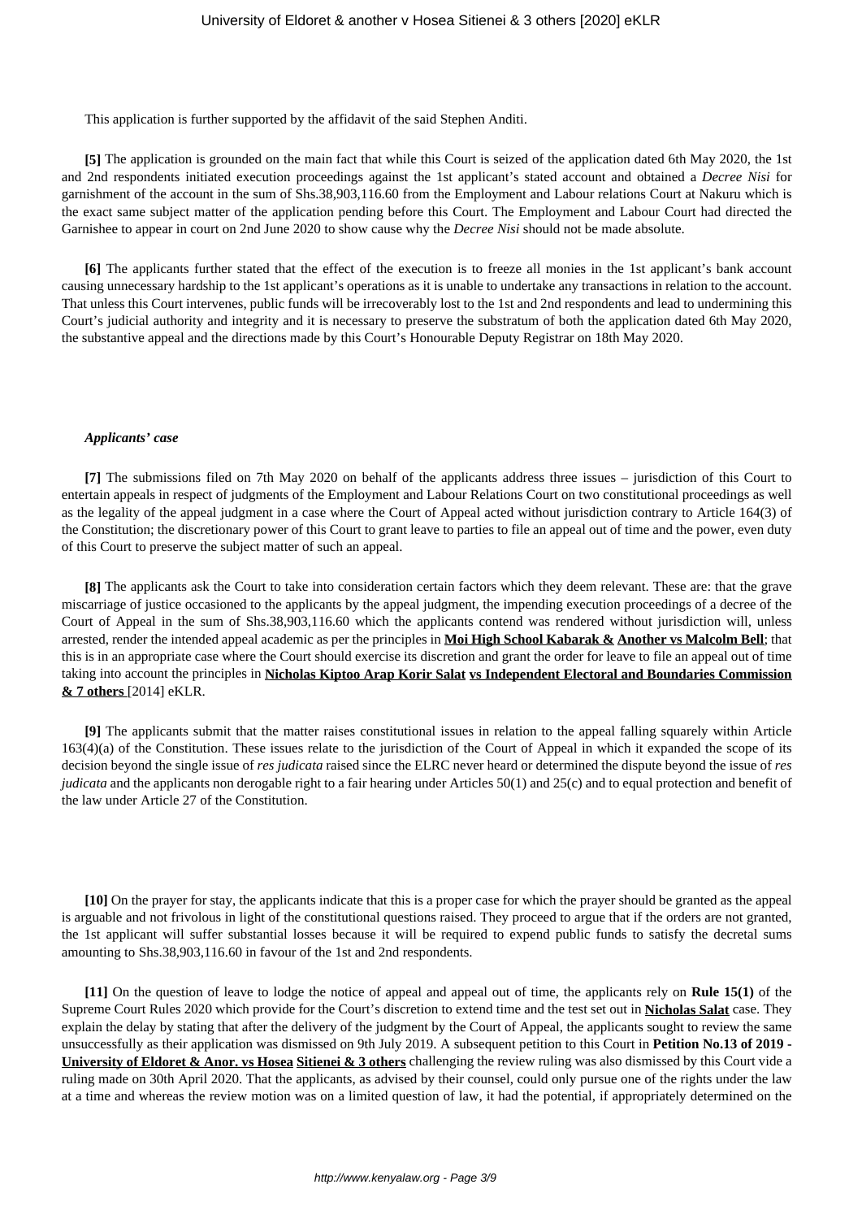This application is further supported by the affidavit of the said Stephen Anditi.

**[5]** The application is grounded on the main fact that while this Court is seized of the application dated 6th May 2020, the 1st and 2nd respondents initiated execution proceedings against the 1st applicant's stated account and obtained a *Decree Nisi* for garnishment of the account in the sum of Shs.38,903,116.60 from the Employment and Labour relations Court at Nakuru which is the exact same subject matter of the application pending before this Court. The Employment and Labour Court had directed the Garnishee to appear in court on 2nd June 2020 to show cause why the *Decree Nisi* should not be made absolute.

**[6]** The applicants further stated that the effect of the execution is to freeze all monies in the 1st applicant's bank account causing unnecessary hardship to the 1st applicant's operations as it is unable to undertake any transactions in relation to the account. That unless this Court intervenes, public funds will be irrecoverably lost to the 1st and 2nd respondents and lead to undermining this Court's judicial authority and integrity and it is necessary to preserve the substratum of both the application dated 6th May 2020, the substantive appeal and the directions made by this Court's Honourable Deputy Registrar on 18th May 2020.

***Applicants' case***

**[7]** The submissions filed on 7th May 2020 on behalf of the applicants address three issues – jurisdiction of this Court to entertain appeals in respect of judgments of the Employment and Labour Relations Court on two constitutional proceedings as well as the legality of the appeal judgment in a case where the Court of Appeal acted without jurisdiction contrary to Article 164(3) of the Constitution; the discretionary power of this Court to grant leave to parties to file an appeal out of time and the power, even duty of this Court to preserve the subject matter of such an appeal.

**[8]** The applicants ask the Court to take into consideration certain factors which they deem relevant. These are: that the grave miscarriage of justice occasioned to the applicants by the appeal judgment, the impending execution proceedings of a decree of the Court of Appeal in the sum of Shs.38,903,116.60 which the applicants contend was rendered without jurisdiction will, unless arrested, render the intended appeal academic as per the principles in **Moi High School Kabarak & Another vs Malcolm Bell**; that this is in an appropriate case where the Court should exercise its discretion and grant the order for leave to file an appeal out of time taking into account the principles in **Nicholas Kiptoo Arap Korir Salat vs Independent Electoral and Boundaries Commission & 7 others** [2014] eKLR.

**[9]** The applicants submit that the matter raises constitutional issues in relation to the appeal falling squarely within Article 163(4)(a) of the Constitution. These issues relate to the jurisdiction of the Court of Appeal in which it expanded the scope of its decision beyond the single issue of *res judicata* raised since the ELRC never heard or determined the dispute beyond the issue of *res judicata* and the applicants non derogable right to a fair hearing under Articles 50(1) and 25(c) and to equal protection and benefit of the law under Article 27 of the Constitution.

**[10]** On the prayer for stay, the applicants indicate that this is a proper case for which the prayer should be granted as the appeal is arguable and not frivolous in light of the constitutional questions raised. They proceed to argue that if the orders are not granted, the 1st applicant will suffer substantial losses because it will be required to expend public funds to satisfy the decretal sums amounting to Shs.38,903,116.60 in favour of the 1st and 2nd respondents.

**[11]** On the question of leave to lodge the notice of appeal and appeal out of time, the applicants rely on **Rule 15(1)** of the Supreme Court Rules 2020 which provide for the Court's discretion to extend time and the test set out in **Nicholas Salat** case. They explain the delay by stating that after the delivery of the judgment by the Court of Appeal, the applicants sought to review the same unsuccessfully as their application was dismissed on 9th July 2019. A subsequent petition to this Court in **Petition No.13 of 2019 - University of Eldoret & Anor. vs Hosea Sitienei & 3 others** challenging the review ruling was also dismissed by this Court vide a ruling made on 30th April 2020. That the applicants, as advised by their counsel, could only pursue one of the rights under the law at a time and whereas the review motion was on a limited question of law, it had the potential, if appropriately determined on the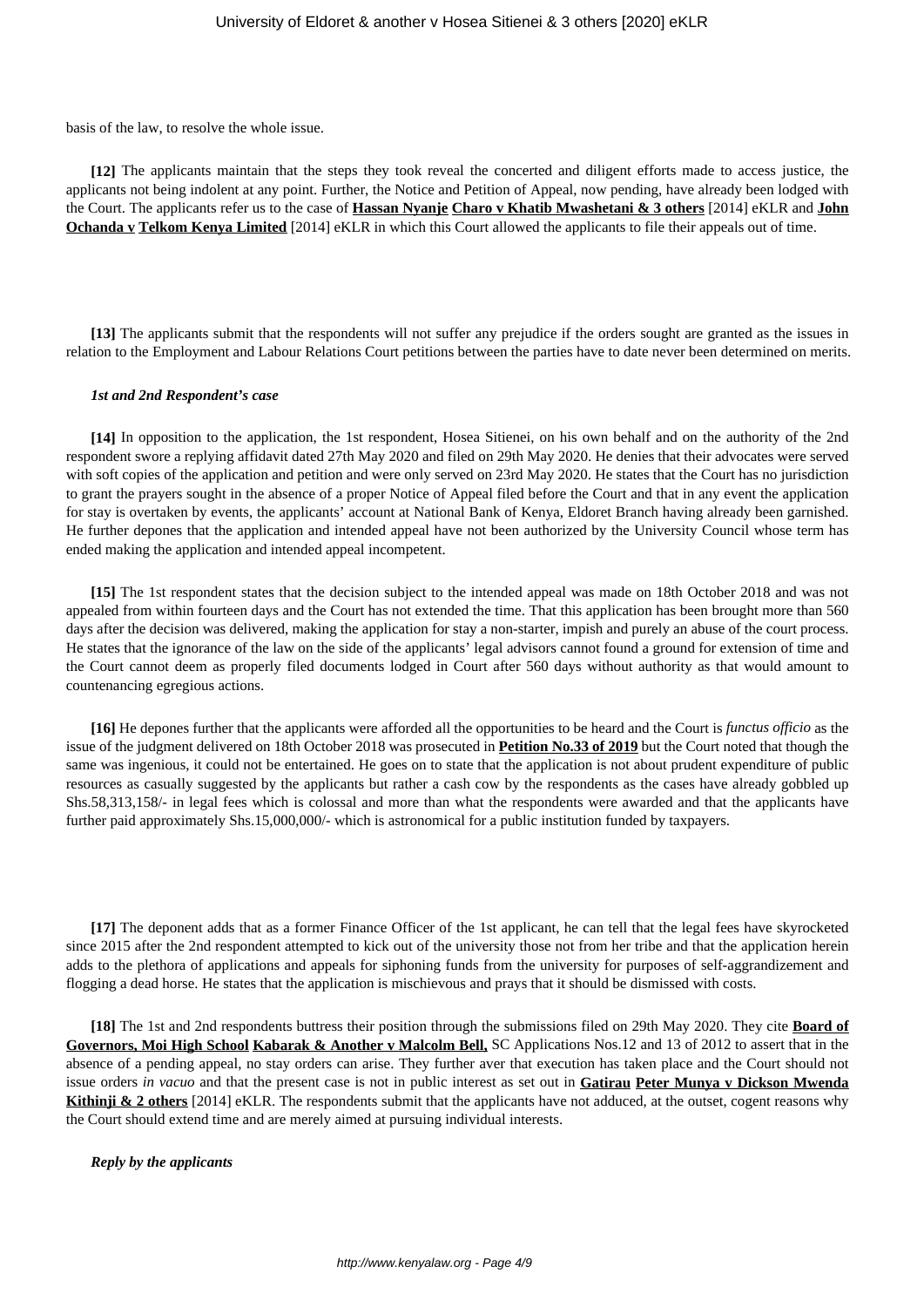basis of the law, to resolve the whole issue.

**[12]** The applicants maintain that the steps they took reveal the concerted and diligent efforts made to access justice, the applicants not being indolent at any point. Further, the Notice and Petition of Appeal, now pending, have already been lodged with the Court. The applicants refer us to the case of **Hassan Nyanje Charo v Khatib Mwashetani & 3 others** [2014] eKLR and **John Ochanda v Telkom Kenya Limited** [2014] eKLR in which this Court allowed the applicants to file their appeals out of time.

**[13]** The applicants submit that the respondents will not suffer any prejudice if the orders sought are granted as the issues in relation to the Employment and Labour Relations Court petitions between the parties have to date never been determined on merits.

***1st and 2nd Respondent's case***

**[14]** In opposition to the application, the 1st respondent, Hosea Sitienei, on his own behalf and on the authority of the 2nd respondent swore a replying affidavit dated 27th May 2020 and filed on 29th May 2020. He denies that their advocates were served with soft copies of the application and petition and were only served on 23rd May 2020. He states that the Court has no jurisdiction to grant the prayers sought in the absence of a proper Notice of Appeal filed before the Court and that in any event the application for stay is overtaken by events, the applicants' account at National Bank of Kenya, Eldoret Branch having already been garnished. He further depones that the application and intended appeal have not been authorized by the University Council whose term has ended making the application and intended appeal incompetent.

**[15]** The 1st respondent states that the decision subject to the intended appeal was made on 18th October 2018 and was not appealed from within fourteen days and the Court has not extended the time. That this application has been brought more than 560 days after the decision was delivered, making the application for stay a non-starter, impish and purely an abuse of the court process. He states that the ignorance of the law on the side of the applicants' legal advisors cannot found a ground for extension of time and the Court cannot deem as properly filed documents lodged in Court after 560 days without authority as that would amount to countenancing egregious actions.

**[16]** He depones further that the applicants were afforded all the opportunities to be heard and the Court is *functus officio* as the issue of the judgment delivered on 18th October 2018 was prosecuted in **Petition No.33 of 2019** but the Court noted that though the same was ingenious, it could not be entertained. He goes on to state that the application is not about prudent expenditure of public resources as casually suggested by the applicants but rather a cash cow by the respondents as the cases have already gobbled up Shs.58,313,158/- in legal fees which is colossal and more than what the respondents were awarded and that the applicants have further paid approximately Shs.15,000,000/- which is astronomical for a public institution funded by taxpayers.

**[17]** The deponent adds that as a former Finance Officer of the 1st applicant, he can tell that the legal fees have skyrocketed since 2015 after the 2nd respondent attempted to kick out of the university those not from her tribe and that the application herein adds to the plethora of applications and appeals for siphoning funds from the university for purposes of self-aggrandizement and flogging a dead horse. He states that the application is mischievous and prays that it should be dismissed with costs.

**[18]** The 1st and 2nd respondents buttress their position through the submissions filed on 29th May 2020. They cite **Board of Governors, Moi High School Kabarak & Another v Malcolm Bell,** SC Applications Nos.12 and 13 of 2012 to assert that in the absence of a pending appeal, no stay orders can arise. They further aver that execution has taken place and the Court should not issue orders *in vacuo* and that the present case is not in public interest as set out in **Gatirau Peter Munya v Dickson Mwenda Kithinji & 2 others** [2014] eKLR. The respondents submit that the applicants have not adduced, at the outset, cogent reasons why the Court should extend time and are merely aimed at pursuing individual interests.

***Reply by the applicants***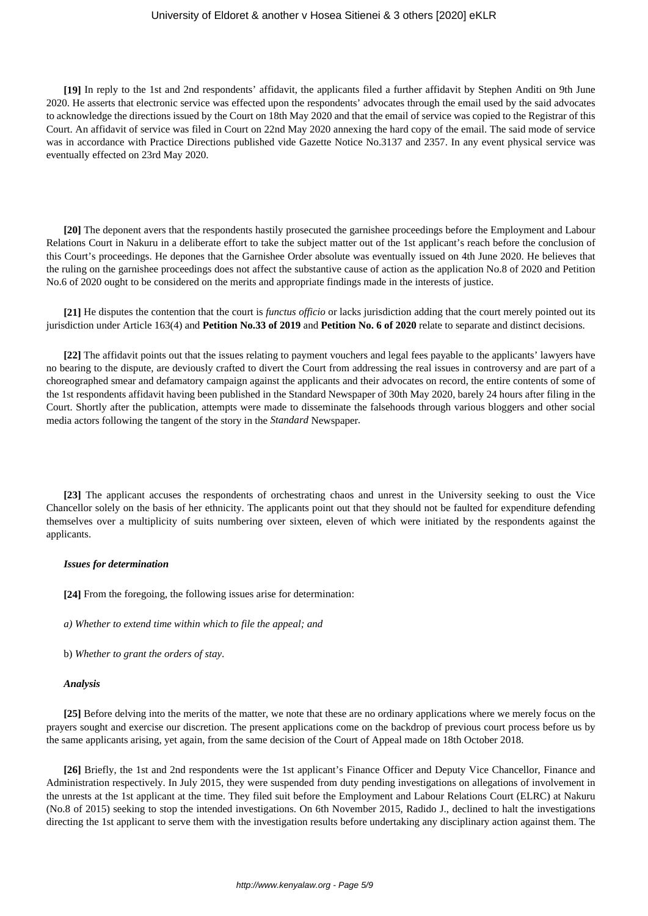**[19]** In reply to the 1st and 2nd respondents' affidavit, the applicants filed a further affidavit by Stephen Anditi on 9th June 2020. He asserts that electronic service was effected upon the respondents' advocates through the email used by the said advocates to acknowledge the directions issued by the Court on 18th May 2020 and that the email of service was copied to the Registrar of this Court. An affidavit of service was filed in Court on 22nd May 2020 annexing the hard copy of the email. The said mode of service was in accordance with Practice Directions published vide Gazette Notice No.3137 and 2357. In any event physical service was eventually effected on 23rd May 2020.

**[20]** The deponent avers that the respondents hastily prosecuted the garnishee proceedings before the Employment and Labour Relations Court in Nakuru in a deliberate effort to take the subject matter out of the 1st applicant's reach before the conclusion of this Court's proceedings. He depones that the Garnishee Order absolute was eventually issued on 4th June 2020. He believes that the ruling on the garnishee proceedings does not affect the substantive cause of action as the application No.8 of 2020 and Petition No.6 of 2020 ought to be considered on the merits and appropriate findings made in the interests of justice.

**[21]** He disputes the contention that the court is *functus officio* or lacks jurisdiction adding that the court merely pointed out its jurisdiction under Article 163(4) and **Petition No.33 of 2019** and **Petition No. 6 of 2020** relate to separate and distinct decisions.

**[22]** The affidavit points out that the issues relating to payment vouchers and legal fees payable to the applicants' lawyers have no bearing to the dispute, are deviously crafted to divert the Court from addressing the real issues in controversy and are part of a choreographed smear and defamatory campaign against the applicants and their advocates on record, the entire contents of some of the 1st respondents affidavit having been published in the Standard Newspaper of 30th May 2020, barely 24 hours after filing in the Court. Shortly after the publication, attempts were made to disseminate the falsehoods through various bloggers and other social media actors following the tangent of the story in the *Standard* Newspaper.

**[23]** The applicant accuses the respondents of orchestrating chaos and unrest in the University seeking to oust the Vice Chancellor solely on the basis of her ethnicity. The applicants point out that they should not be faulted for expenditure defending themselves over a multiplicity of suits numbering over sixteen, eleven of which were initiated by the respondents against the applicants.

***Issues for determination***

**[24]** From the foregoing, the following issues arise for determination:

*a) Whether to extend time within which to file the appeal; and*

b) *Whether to grant the orders of stay.*

***Analysis***

**[25]** Before delving into the merits of the matter, we note that these are no ordinary applications where we merely focus on the prayers sought and exercise our discretion. The present applications come on the backdrop of previous court process before us by the same applicants arising, yet again, from the same decision of the Court of Appeal made on 18th October 2018.

**[26]** Briefly, the 1st and 2nd respondents were the 1st applicant's Finance Officer and Deputy Vice Chancellor, Finance and Administration respectively. In July 2015, they were suspended from duty pending investigations on allegations of involvement in the unrests at the 1st applicant at the time. They filed suit before the Employment and Labour Relations Court (ELRC) at Nakuru (No.8 of 2015) seeking to stop the intended investigations. On 6th November 2015, Radido J., declined to halt the investigations directing the 1st applicant to serve them with the investigation results before undertaking any disciplinary action against them. The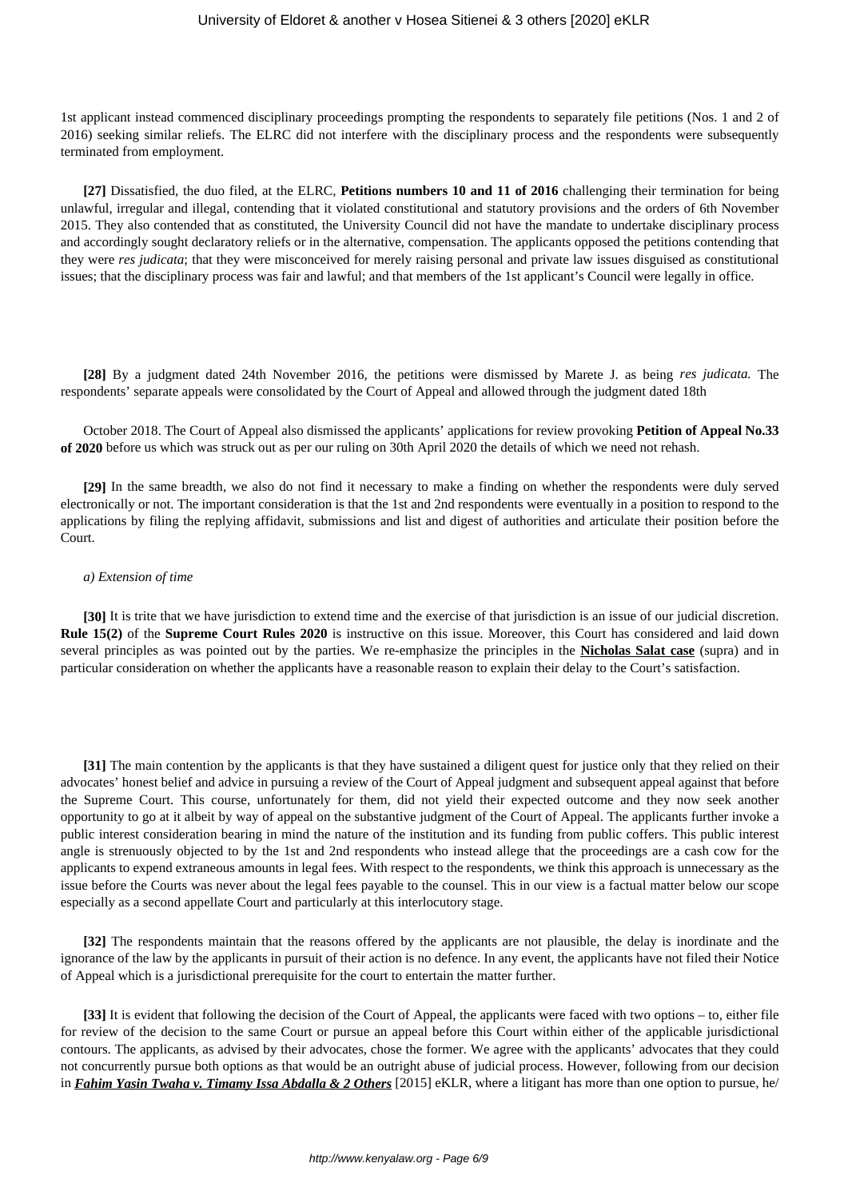1st applicant instead commenced disciplinary proceedings prompting the respondents to separately file petitions (Nos. 1 and 2 of 2016) seeking similar reliefs. The ELRC did not interfere with the disciplinary process and the respondents were subsequently terminated from employment.

**[27]** Dissatisfied, the duo filed, at the ELRC, **Petitions numbers 10 and 11 of 2016** challenging their termination for being unlawful, irregular and illegal, contending that it violated constitutional and statutory provisions and the orders of 6th November 2015. They also contended that as constituted, the University Council did not have the mandate to undertake disciplinary process and accordingly sought declaratory reliefs or in the alternative, compensation. The applicants opposed the petitions contending that they were *res judicata*; that they were misconceived for merely raising personal and private law issues disguised as constitutional issues; that the disciplinary process was fair and lawful; and that members of the 1st applicant's Council were legally in office.

**[28]** By a judgment dated 24th November 2016, the petitions were dismissed by Marete J. as being *res judicata.* The respondents' separate appeals were consolidated by the Court of Appeal and allowed through the judgment dated 18th

October 2018. The Court of Appeal also dismissed the applicants' applications for review provoking **Petition of Appeal No.33 of 2020** before us which was struck out as per our ruling on 30th April 2020 the details of which we need not rehash.

**[29]** In the same breadth, we also do not find it necessary to make a finding on whether the respondents were duly served electronically or not. The important consideration is that the 1st and 2nd respondents were eventually in a position to respond to the applications by filing the replying affidavit, submissions and list and digest of authorities and articulate their position before the Court.

*a) Extension of time*

**[30]** It is trite that we have jurisdiction to extend time and the exercise of that jurisdiction is an issue of our judicial discretion. **Rule 15(2)** of the **Supreme Court Rules 2020** is instructive on this issue. Moreover, this Court has considered and laid down several principles as was pointed out by the parties. We re-emphasize the principles in the **Nicholas Salat case** (supra) and in particular consideration on whether the applicants have a reasonable reason to explain their delay to the Court's satisfaction.

**[31]** The main contention by the applicants is that they have sustained a diligent quest for justice only that they relied on their advocates' honest belief and advice in pursuing a review of the Court of Appeal judgment and subsequent appeal against that before the Supreme Court. This course, unfortunately for them, did not yield their expected outcome and they now seek another opportunity to go at it albeit by way of appeal on the substantive judgment of the Court of Appeal. The applicants further invoke a public interest consideration bearing in mind the nature of the institution and its funding from public coffers. This public interest angle is strenuously objected to by the 1st and 2nd respondents who instead allege that the proceedings are a cash cow for the applicants to expend extraneous amounts in legal fees. With respect to the respondents, we think this approach is unnecessary as the issue before the Courts was never about the legal fees payable to the counsel. This in our view is a factual matter below our scope especially as a second appellate Court and particularly at this interlocutory stage.

**[32]** The respondents maintain that the reasons offered by the applicants are not plausible, the delay is inordinate and the ignorance of the law by the applicants in pursuit of their action is no defence. In any event, the applicants have not filed their Notice of Appeal which is a jurisdictional prerequisite for the court to entertain the matter further.

**[33]** It is evident that following the decision of the Court of Appeal, the applicants were faced with two options – to, either file for review of the decision to the same Court or pursue an appeal before this Court within either of the applicable jurisdictional contours. The applicants, as advised by their advocates, chose the former. We agree with the applicants' advocates that they could not concurrently pursue both options as that would be an outright abuse of judicial process. However, following from our decision in ***Fahim Yasin Twaha v. Timamy Issa Abdalla & 2 Others*** [2015] eKLR, where a litigant has more than one option to pursue, he/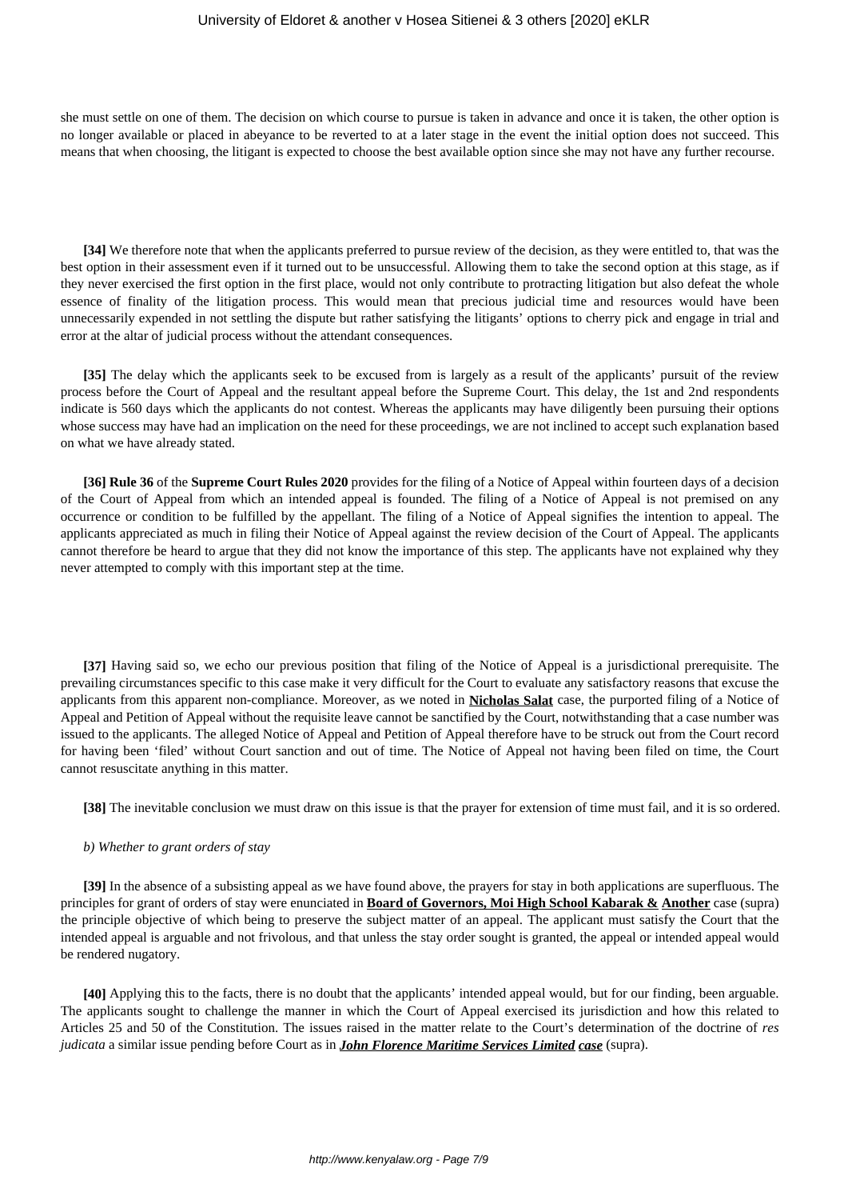she must settle on one of them. The decision on which course to pursue is taken in advance and once it is taken, the other option is no longer available or placed in abeyance to be reverted to at a later stage in the event the initial option does not succeed. This means that when choosing, the litigant is expected to choose the best available option since she may not have any further recourse.

**[34]** We therefore note that when the applicants preferred to pursue review of the decision, as they were entitled to, that was the best option in their assessment even if it turned out to be unsuccessful. Allowing them to take the second option at this stage, as if they never exercised the first option in the first place, would not only contribute to protracting litigation but also defeat the whole essence of finality of the litigation process. This would mean that precious judicial time and resources would have been unnecessarily expended in not settling the dispute but rather satisfying the litigants' options to cherry pick and engage in trial and error at the altar of judicial process without the attendant consequences.

**[35]** The delay which the applicants seek to be excused from is largely as a result of the applicants' pursuit of the review process before the Court of Appeal and the resultant appeal before the Supreme Court. This delay, the 1st and 2nd respondents indicate is 560 days which the applicants do not contest. Whereas the applicants may have diligently been pursuing their options whose success may have had an implication on the need for these proceedings, we are not inclined to accept such explanation based on what we have already stated.

**[36] Rule 36** of the **Supreme Court Rules 2020** provides for the filing of a Notice of Appeal within fourteen days of a decision of the Court of Appeal from which an intended appeal is founded. The filing of a Notice of Appeal is not premised on any occurrence or condition to be fulfilled by the appellant. The filing of a Notice of Appeal signifies the intention to appeal. The applicants appreciated as much in filing their Notice of Appeal against the review decision of the Court of Appeal. The applicants cannot therefore be heard to argue that they did not know the importance of this step. The applicants have not explained why they never attempted to comply with this important step at the time.

**[37]** Having said so, we echo our previous position that filing of the Notice of Appeal is a jurisdictional prerequisite. The prevailing circumstances specific to this case make it very difficult for the Court to evaluate any satisfactory reasons that excuse the applicants from this apparent non-compliance. Moreover, as we noted in **Nicholas Salat** case, the purported filing of a Notice of Appeal and Petition of Appeal without the requisite leave cannot be sanctified by the Court, notwithstanding that a case number was issued to the applicants. The alleged Notice of Appeal and Petition of Appeal therefore have to be struck out from the Court record for having been 'filed' without Court sanction and out of time. The Notice of Appeal not having been filed on time, the Court cannot resuscitate anything in this matter.

**[38]** The inevitable conclusion we must draw on this issue is that the prayer for extension of time must fail, and it is so ordered.

*b) Whether to grant orders of stay*

**[39]** In the absence of a subsisting appeal as we have found above, the prayers for stay in both applications are superfluous. The principles for grant of orders of stay were enunciated in **Board of Governors, Moi High School Kabarak & Another** case (supra) the principle objective of which being to preserve the subject matter of an appeal. The applicant must satisfy the Court that the intended appeal is arguable and not frivolous, and that unless the stay order sought is granted, the appeal or intended appeal would be rendered nugatory.

**[40]** Applying this to the facts, there is no doubt that the applicants' intended appeal would, but for our finding, been arguable. The applicants sought to challenge the manner in which the Court of Appeal exercised its jurisdiction and how this related to Articles 25 and 50 of the Constitution. The issues raised in the matter relate to the Court's determination of the doctrine of *res judicata* a similar issue pending before Court as in ***John Florence Maritime Services Limited case*** (supra).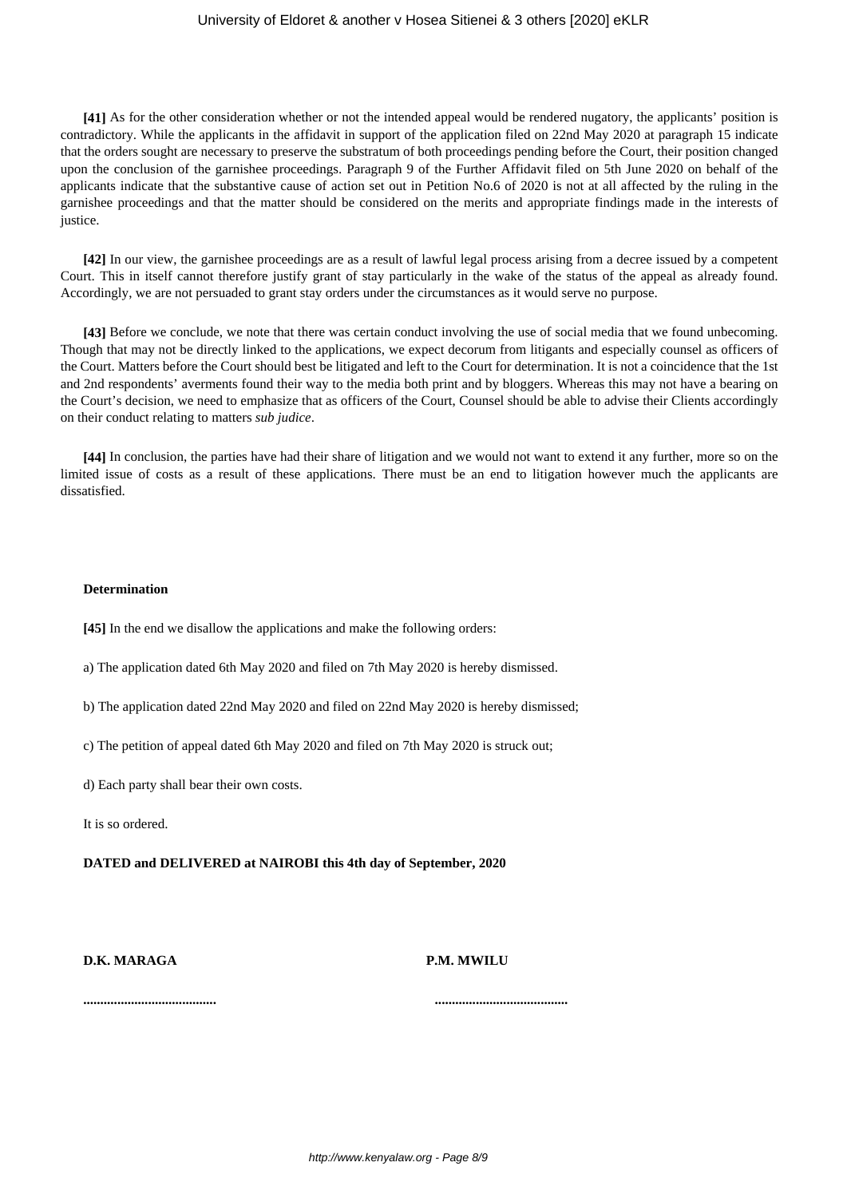**[41]** As for the other consideration whether or not the intended appeal would be rendered nugatory, the applicants' position is contradictory. While the applicants in the affidavit in support of the application filed on 22nd May 2020 at paragraph 15 indicate that the orders sought are necessary to preserve the substratum of both proceedings pending before the Court, their position changed upon the conclusion of the garnishee proceedings. Paragraph 9 of the Further Affidavit filed on 5th June 2020 on behalf of the applicants indicate that the substantive cause of action set out in Petition No.6 of 2020 is not at all affected by the ruling in the garnishee proceedings and that the matter should be considered on the merits and appropriate findings made in the interests of justice.

**[42]** In our view, the garnishee proceedings are as a result of lawful legal process arising from a decree issued by a competent Court. This in itself cannot therefore justify grant of stay particularly in the wake of the status of the appeal as already found. Accordingly, we are not persuaded to grant stay orders under the circumstances as it would serve no purpose.

**[43]** Before we conclude, we note that there was certain conduct involving the use of social media that we found unbecoming. Though that may not be directly linked to the applications, we expect decorum from litigants and especially counsel as officers of the Court. Matters before the Court should best be litigated and left to the Court for determination. It is not a coincidence that the 1st and 2nd respondents' averments found their way to the media both print and by bloggers. Whereas this may not have a bearing on the Court's decision, we need to emphasize that as officers of the Court, Counsel should be able to advise their Clients accordingly on their conduct relating to matters *sub judice*.

**[44]** In conclusion, the parties have had their share of litigation and we would not want to extend it any further, more so on the limited issue of costs as a result of these applications. There must be an end to litigation however much the applicants are dissatisfied.

**Determination**

**[45]** In the end we disallow the applications and make the following orders:

a) The application dated 6th May 2020 and filed on 7th May 2020 is hereby dismissed.

b) The application dated 22nd May 2020 and filed on 22nd May 2020 is hereby dismissed;

c) The petition of appeal dated 6th May 2020 and filed on 7th May 2020 is struck out;

d) Each party shall bear their own costs.

It is so ordered.

**DATED and DELIVERED at NAIROBI this 4th day of September, 2020**

**D.K. MARAGA** **P.M. MWILU**

**......................................** **......................................**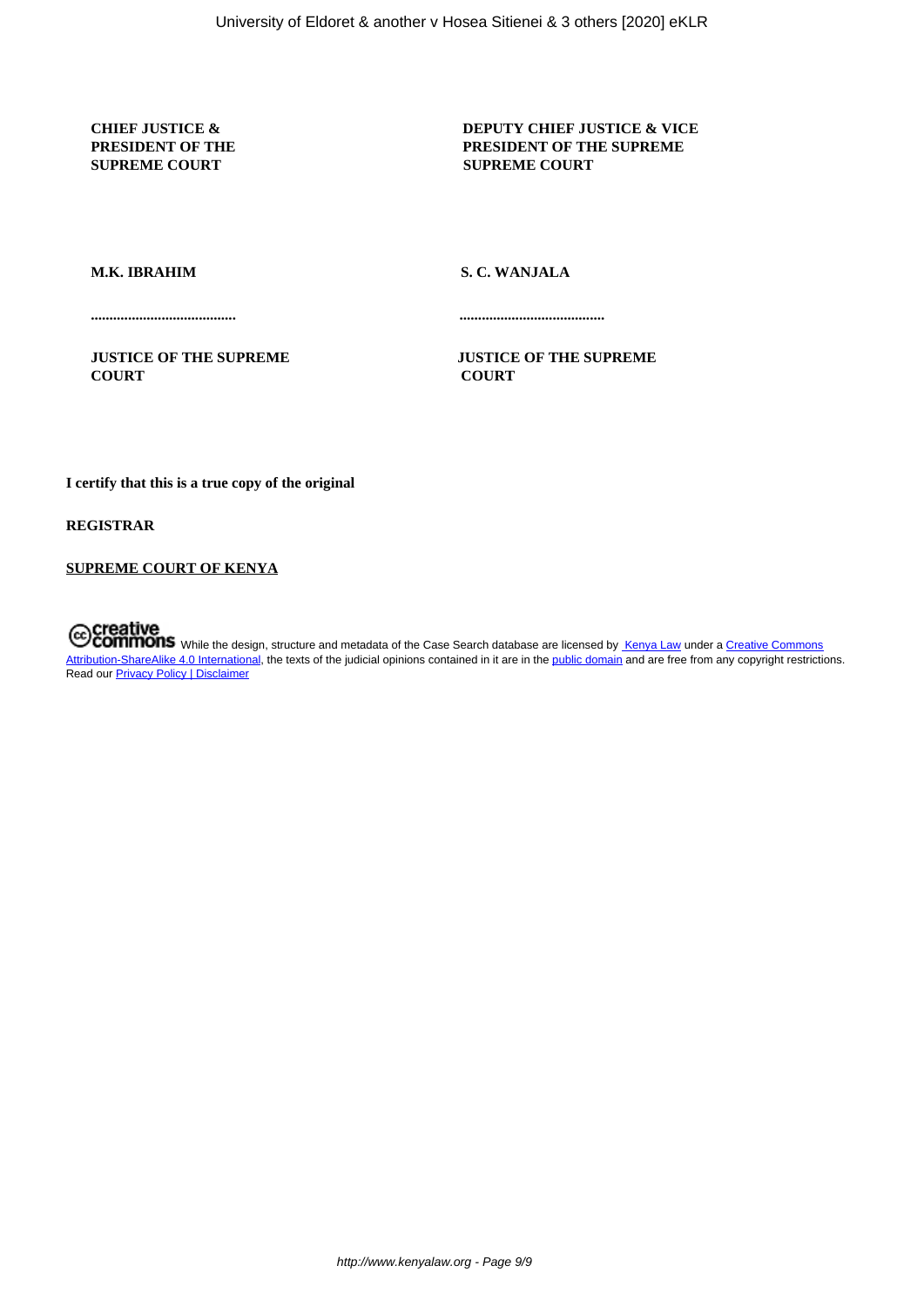**CHIEF JUSTICE & PRESIDENT OF THE SUPREME COURT**

**DEPUTY CHIEF JUSTICE & VICE PRESIDENT OF THE SUPREME SUPREME COURT**

**M.K. IBRAHIM**

**.......................................**

**JUSTICE OF THE SUPREME COURT**

**S. C. WANJALA**

**.......................................**

**JUSTICE OF THE SUPREME COURT**

**I certify that this is a true copy of the original**

**REGISTRAR**

**SUPREME COURT OF KENYA**

While the design, structure and metadata of the Case Search database are licensed by Kenya Law under a Creative Commons Attribution-ShareAlike 4.0 International, the texts of the judicial opinions contained in it are in the public domain and are free from any copyright restrictions. Read our Privacy Policy | Disclaimer